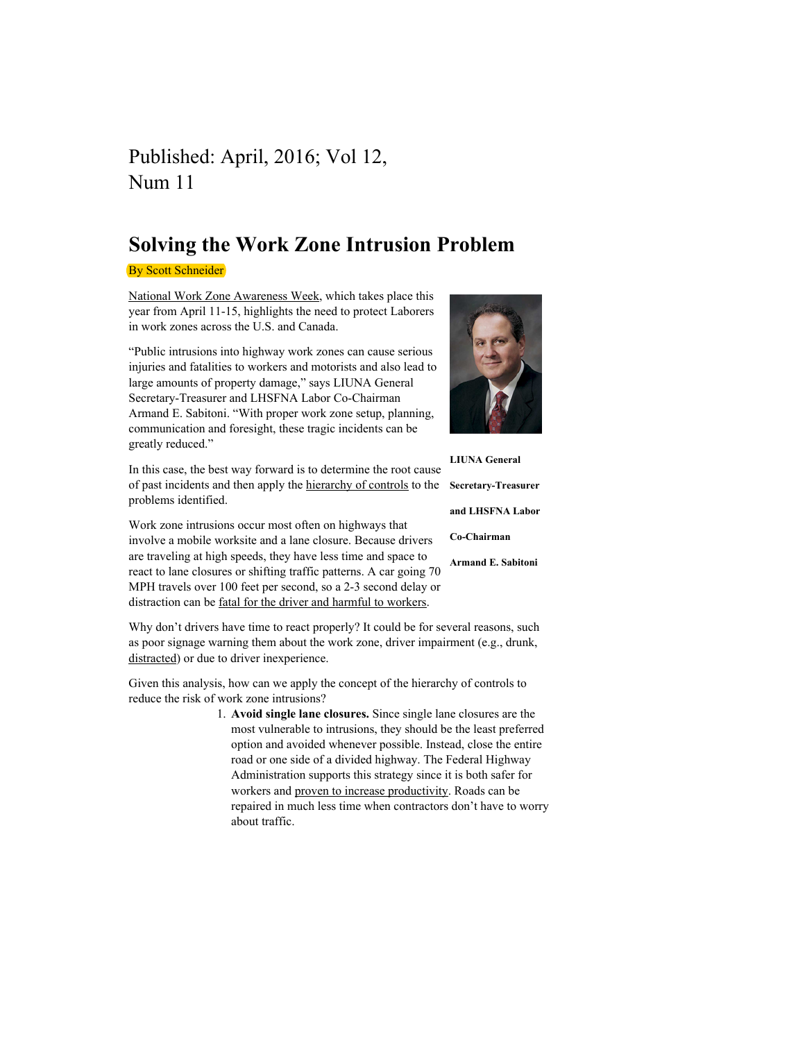Published: April, 2016; Vol 12, Num 11

# Solving the Work Zone Intrusion Problem

By Scott Schneider

National Work Zone Awareness Week, which takes place this year from April 11-15, highlights the need to protect Laborers in work zones across the U.S. and Canada.

"Public intrusions into highway work zones can cause serious injuries and fatalities to workers and motorists and also lead to large amounts of property damage," says LIUNA General Secretary-Treasurer and LHSFNA Labor Co-Chairman Armand E. Sabitoni. "With proper work zone setup, planning, communication and foresight, these tragic incidents can be greatly reduced."

**LIUNA General Secretary-Treasurer and LHSFNA Labor Co-Chairman Armand E. Sabitoni**

In this case, the best way forward is to determine the root cause of past incidents and then apply the hierarchy of controls to the problems identified.

Work zone intrusions occur most often on highways that involve a mobile worksite and a lane closure. Because drivers are traveling at high speeds, they have less time and space to react to lane closures or shifting traffic patterns. A car going 70 MPH travels over 100 feet per second, so a 2-3 second delay or distraction can be fatal for the driver and harmful to workers.

Why don't drivers have time to react properly? It could be for several reasons, such as poor signage warning them about the work zone, driver impairment (e.g., drunk, distracted) or due to driver inexperience.

Given this analysis, how can we apply the concept of the hierarchy of controls to reduce the risk of work zone intrusions?

1. **Avoid single lane closures.** Since single lane closures are the most vulnerable to intrusions, they should be the least preferred option and avoided whenever possible. Instead, close the entire road or one side of a divided highway. The Federal Highway Administration supports this strategy since it is both safer for workers and proven to increase productivity. Roads can be repaired in much less time when contractors don't have to worry about traffic.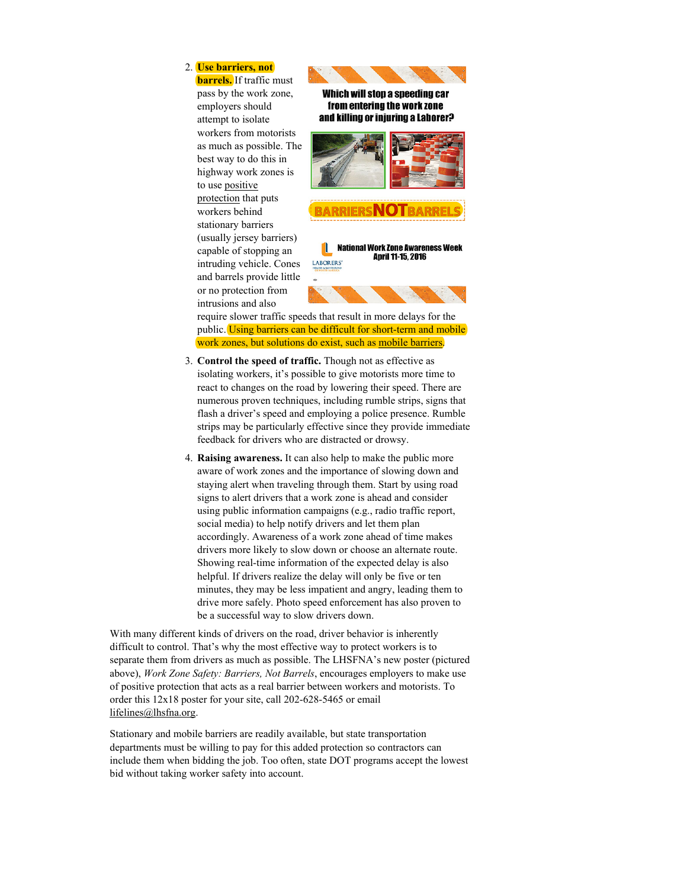2. **Use barriers, not barrels.** If traffic must pass by the work zone, employers should attempt to isolate workers from motorists as much as possible. The best way to do this in highway work zones is to use positive protection that puts workers behind stationary barriers (usually jersey barriers) capable of stopping an intruding vehicle. Cones and barrels provide little or no protection from intrusions and also require slower traffic speeds that result in more delays for the public. Using barriers can be difficult for short-term and mobile work zones, but solutions do exist, such as mobile barriers.

3. **Control the speed of traffic.** Though not as effective as isolating workers, it's possible to give motorists more time to react to changes on the road by lowering their speed. There are numerous proven techniques, including rumble strips, signs that flash a driver's speed and employing a police presence. Rumble strips may be particularly effective since they provide immediate feedback for drivers who are distracted or drowsy.

4. **Raising awareness.** It can also help to make the public more aware of work zones and the importance of slowing down and staying alert when traveling through them. Start by using road signs to alert drivers that a work zone is ahead and consider using public information campaigns (e.g., radio traffic report, social media) to help notify drivers and let them plan accordingly. Awareness of a work zone ahead of time makes drivers more likely to slow down or choose an alternate route. Showing real-time information of the expected delay is also helpful. If drivers realize the delay will only be five or ten minutes, they may be less impatient and angry, leading them to drive more safely. Photo speed enforcement has also proven to be a successful way to slow drivers down.

With many different kinds of drivers on the road, driver behavior is inherently difficult to control. That's why the most effective way to protect workers is to separate them from drivers as much as possible. The LHSFNA's new poster (pictured above), *Work Zone Safety: Barriers, Not Barrels*, encourages employers to make use of positive protection that acts as a real barrier between workers and motorists. To order this 12x18 poster for your site, call 202-628-5465 or email lifelines@lhsfna.org.

Stationary and mobile barriers are readily available, but state transportation departments must be willing to pay for this added protection so contractors can include them when bidding the job. Too often, state DOT programs accept the lowest bid without taking worker safety into account.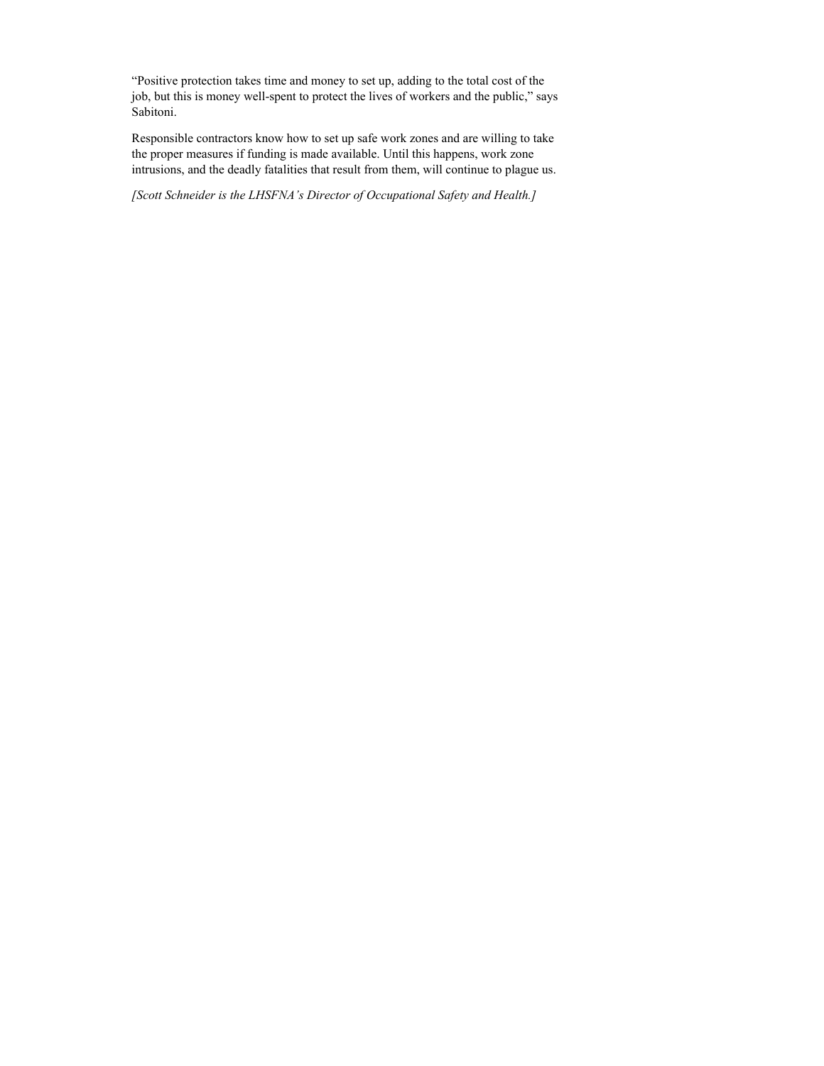"Positive protection takes time and money to set up, adding to the total cost of the job, but this is money well-spent to protect the lives of workers and the public," says Sabitoni.

Responsible contractors know how to set up safe work zones and are willing to take the proper measures if funding is made available. Until this happens, work zone intrusions, and the deadly fatalities that result from them, will continue to plague us.

*[Scott Schneider is the LHSFNA's Director of Occupational Safety and Health.]*